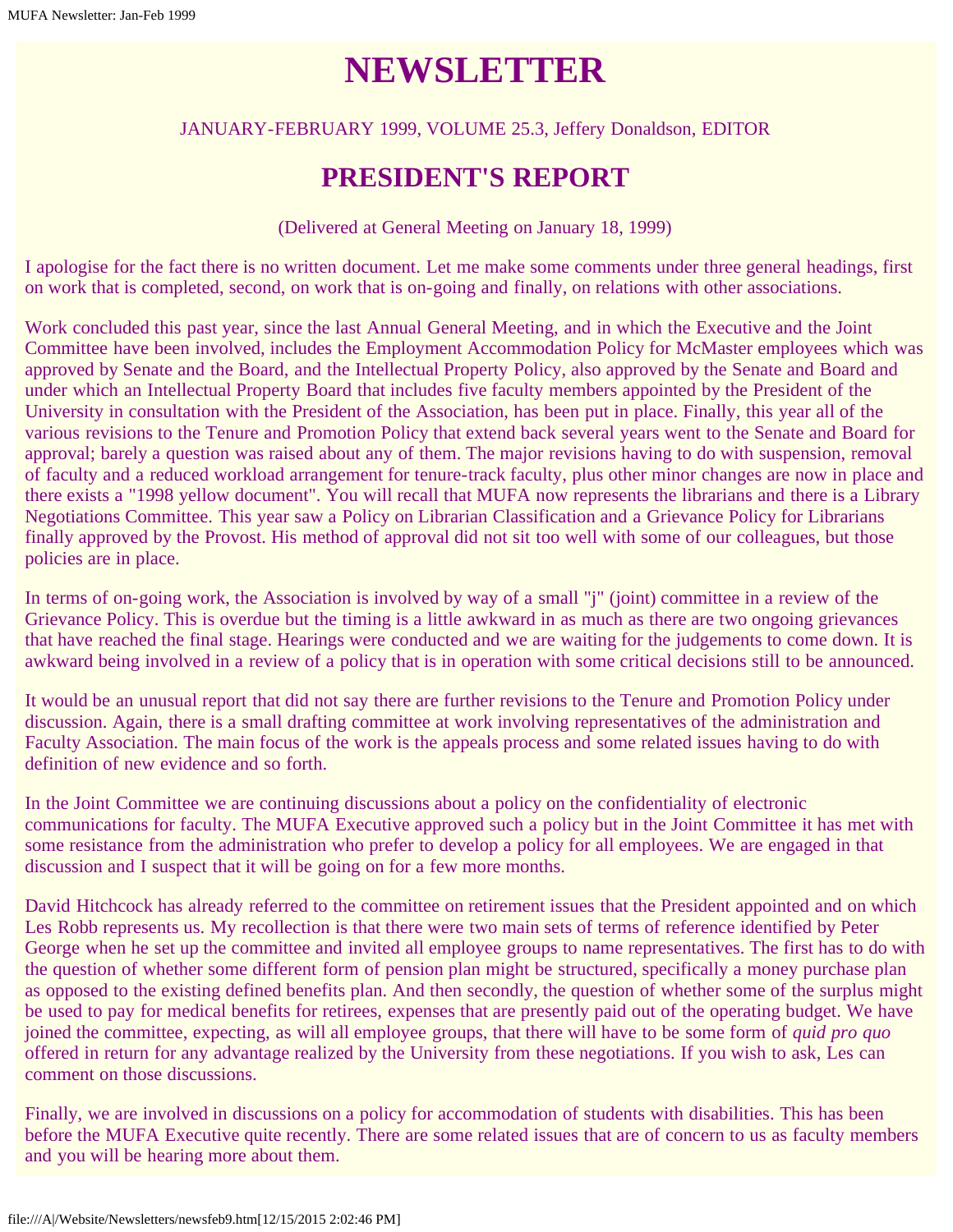# NEWSLETTER

JANUARY-FEBRUARY 1999, VOLUME 25.3, Jeffery Donaldson, EDITOR

## PRESIDENT'S REPORT

(Delivered at General Meeting on January 18, 1999)

I apologise for the fact there is no written document. Let me make some comments under three general headings, first on work that is completed, second, on work that is on-going and finally, on relations with other associations.

Work concluded this past year, since the last Annual General Meeting, and in which the Executive and the Joint Committee have been involved, includes the Employment Accommodation Policy for McMaster employees which was approved by Senate and the Board, and the Intellectual Property Policy, also approved by the Senate and Board and under which an Intellectual Property Board that includes five faculty members appointed by the President of the University in consultation with the President of the Association, has been put in place. Finally, this year all of the various revisions to the Tenure and Promotion Policy that extend back several years went to the Senate and Board for approval; barely a question was raised about any of them. The major revisions having to do with suspension, removal of faculty and a reduced workload arrangement for tenure-track faculty, plus other minor changes are now in place and there exists a "1998 yellow document". You will recall that MUFA now represents the librarians and there is a Library Negotiations Committee. This year saw a Policy on Librarian Classification and a Grievance Policy for Librarians finally approved by the Provost. His method of approval did not sit too well with some of our colleagues, but those policies are in place.

In terms of on-going work, the Association is involved by way of a small "j" (joint) committee in a review of the Grievance Policy. This is overdue but the timing is a little awkward in as much as there are two ongoing grievances that have reached the final stage. Hearings were conducted and we are waiting for the judgements to come down. It is awkward being involved in a review of a policy that is in operation with some critical decisions still to be announced.

It would be an unusual report that did not say there are further revisions to the Tenure and Promotion Policy under discussion. Again, there is a small drafting committee at work involving representatives of the administration and Faculty Association. The main focus of the work is the appeals process and some related issues having to do with definition of new evidence and so forth.

In the Joint Committee we are continuing discussions about a policy on the confidentiality of electronic communications for faculty. The MUFA Executive approved such a policy but in the Joint Committee it has met with some resistance from the administration who prefer to develop a policy for all employees. We are engaged in that discussion and I suspect that it will be going on for a few more months.

David Hitchcock has already referred to the committee on retirement issues that the President appointed and on which Les Robb represents us. My recollection is that there were two main sets of terms of reference identified by Peter George when he set up the committee and invited all employee groups to name representatives. The first has to do with the question of whether some different form of pension plan might be structured, specifically a money purchase plan as opposed to the existing defined benefits plan. And then secondly, the question of whether some of the surplus might be used to pay for medical benefits for retirees, expenses that are presently paid out of the operating budget. We have joined the committee, expecting, as will all employee groups, that there will have to be some form of *quid pro quo* offered in return for any advantage realized by the University from these negotiations. If you wish to ask, Les can comment on those discussions.

Finally, we are involved in discussions on a policy for accommodation of students with disabilities. This has been before the MUFA Executive quite recently. There are some related issues that are of concern to us as faculty members and you will be hearing more about them.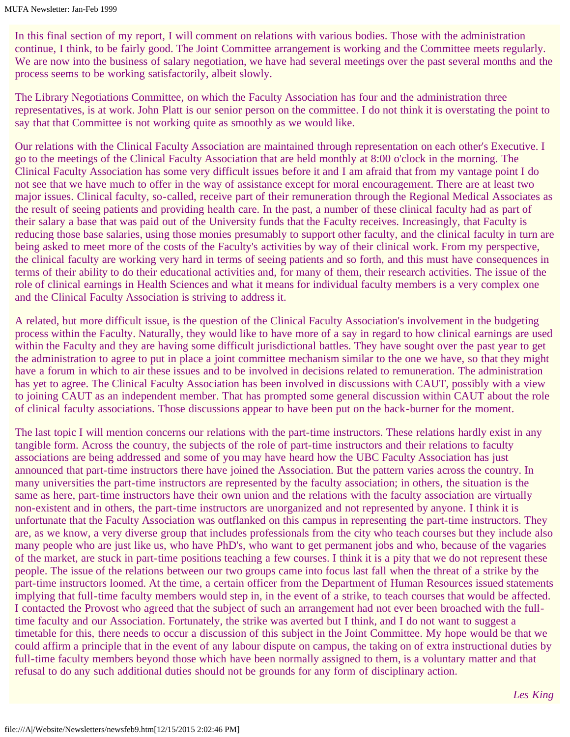In this final section of my report, I will comment on relations with various bodies. Those with the administration continue, I think, to be fairly good. The Joint Committee arrangement is working and the Committee meets regularly. We are now into the business of salary negotiation, we have had several meetings over the past several months and the process seems to be working satisfactorily, albeit slowly.

The Library Negotiations Committee, on which the Faculty Association has four and the administration three representatives, is at work. John Platt is our senior person on the committee. I do not think it is overstating the point to say that that Committee is not working quite as smoothly as we would like.

Our relations with the Clinical Faculty Association are maintained through representation on each other's Executive. I go to the meetings of the Clinical Faculty Association that are held monthly at 8:00 o'clock in the morning. The Clinical Faculty Association has some very difficult issues before it and I am afraid that from my vantage point I do not see that we have much to offer in the way of assistance except for moral encouragement. There are at least two major issues. Clinical faculty, so-called, receive part of their remuneration through the Regional Medical Associates as the result of seeing patients and providing health care. In the past, a number of these clinical faculty had as part of their salary a base that was paid out of the University funds that the Faculty receives. Increasingly, that Faculty is reducing those base salaries, using those monies presumably to support other faculty, and the clinical faculty in turn are being asked to meet more of the costs of the Faculty's activities by way of their clinical work. From my perspective, the clinical faculty are working very hard in terms of seeing patients and so forth, and this must have consequences in terms of their ability to do their educational activities and, for many of them, their research activities. The issue of the role of clinical earnings in Health Sciences and what it means for individual faculty members is a very complex one and the Clinical Faculty Association is striving to address it.

A related, but more difficult issue, is the question of the Clinical Faculty Association's involvement in the budgeting process within the Faculty. Naturally, they would like to have more of a say in regard to how clinical earnings are used within the Faculty and they are having some difficult jurisdictional battles. They have sought over the past year to get the administration to agree to put in place a joint committee mechanism similar to the one we have, so that they might have a forum in which to air these issues and to be involved in decisions related to remuneration. The administration has yet to agree. The Clinical Faculty Association has been involved in discussions with CAUT, possibly with a view to joining CAUT as an independent member. That has prompted some general discussion within CAUT about the role of clinical faculty associations. Those discussions appear to have been put on the back-burner for the moment.

The last topic I will mention concerns our relations with the part-time instructors. These relations hardly exist in any tangible form. Across the country, the subjects of the role of part-time instructors and their relations to faculty associations are being addressed and some of you may have heard how the UBC Faculty Association has just announced that part-time instructors there have joined the Association. But the pattern varies across the country. In many universities the part-time instructors are represented by the faculty association; in others, the situation is the same as here, part-time instructors have their own union and the relations with the faculty association are virtually non-existent and in others, the part-time instructors are unorganized and not represented by anyone. I think it is unfortunate that the Faculty Association was outflanked on this campus in representing the part-time instructors. They are, as we know, a very diverse group that includes professionals from the city who teach courses but they include also many people who are just like us, who have PhD's, who want to get permanent jobs and who, because of the vagaries of the market, are stuck in part-time positions teaching a few courses. I think it is a pity that we do not represent these people. The issue of the relations between our two groups came into focus last fall when the threat of a strike by the part-time instructors loomed. At the time, a certain officer from the Department of Human Resources issued statements implying that full-time faculty members would step in, in the event of a strike, to teach courses that would be affected. I contacted the Provost who agreed that the subject of such an arrangement had not ever been broached with the full-time faculty and our Association. Fortunately, the strike was averted but I think, and I do not want to suggest a timetable for this, there needs to occur a discussion of this subject in the Joint Committee. My hope would be that we could affirm a principle that in the event of any labour dispute on campus, the taking on of extra instructional duties by full-time faculty members beyond those which have been normally assigned to them, is a voluntary matter and that refusal to do any such additional duties should not be grounds for any form of disciplinary action.

*Les King*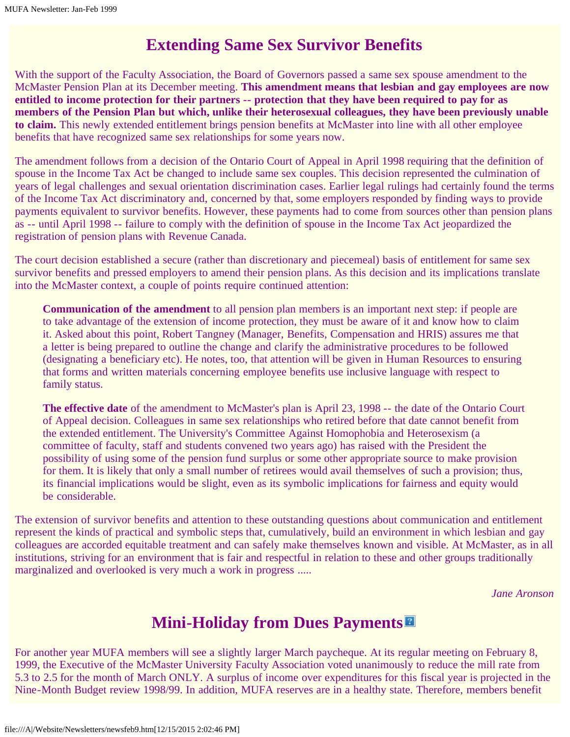## Extending Same Sex Survivor Benefits

With the support of the Faculty Association, the Board of Governors passed a same sex spouse amendment to the McMaster Pension Plan at its December meeting. **This amendment means that lesbian and gay employees are now entitled to income protection for their partners -- protection that they have been required to pay for as members of the Pension Plan but which, unlike their heterosexual colleagues, they have been previously unable to claim.** This newly extended entitlement brings pension benefits at McMaster into line with all other employee benefits that have recognized same sex relationships for some years now.

The amendment follows from a decision of the Ontario Court of Appeal in April 1998 requiring that the definition of spouse in the Income Tax Act be changed to include same sex couples. This decision represented the culmination of years of legal challenges and sexual orientation discrimination cases. Earlier legal rulings had certainly found the terms of the Income Tax Act discriminatory and, concerned by that, some employers responded by finding ways to provide payments equivalent to survivor benefits. However, these payments had to come from sources other than pension plans as -- until April 1998 -- failure to comply with the definition of spouse in the Income Tax Act jeopardized the registration of pension plans with Revenue Canada.

The court decision established a secure (rather than discretionary and piecemeal) basis of entitlement for same sex survivor benefits and pressed employers to amend their pension plans. As this decision and its implications translate into the McMaster context, a couple of points require continued attention:

> **Communication of the amendment** to all pension plan members is an important next step: if people are to take advantage of the extension of income protection, they must be aware of it and know how to claim it. Asked about this point, Robert Tangney (Manager, Benefits, Compensation and HRIS) assures me that a letter is being prepared to outline the change and clarify the administrative procedures to be followed (designating a beneficiary etc). He notes, too, that attention will be given in Human Resources to ensuring that forms and written materials concerning employee benefits use inclusive language with respect to family status.
>
> **The effective date** of the amendment to McMaster's plan is April 23, 1998 -- the date of the Ontario Court of Appeal decision. Colleagues in same sex relationships who retired before that date cannot benefit from the extended entitlement. The University's Committee Against Homophobia and Heterosexism (a committee of faculty, staff and students convened two years ago) has raised with the President the possibility of using some of the pension fund surplus or some other appropriate source to make provision for them. It is likely that only a small number of retirees would avail themselves of such a provision; thus, its financial implications would be slight, even as its symbolic implications for fairness and equity would be considerable.

The extension of survivor benefits and attention to these outstanding questions about communication and entitlement represent the kinds of practical and symbolic steps that, cumulatively, build an environment in which lesbian and gay colleagues are accorded equitable treatment and can safely make themselves known and visible. At McMaster, as in all institutions, striving for an environment that is fair and respectful in relation to these and other groups traditionally marginalized and overlooked is very much a work in progress .....

*Jane Aronson*

## Mini-Holiday from Dues Payments

For another year MUFA members will see a slightly larger March paycheque. At its regular meeting on February 8, 1999, the Executive of the McMaster University Faculty Association voted unanimously to reduce the mill rate from 5.3 to 2.5 for the month of March ONLY. A surplus of income over expenditures for this fiscal year is projected in the Nine-Month Budget review 1998/99. In addition, MUFA reserves are in a healthy state. Therefore, members benefit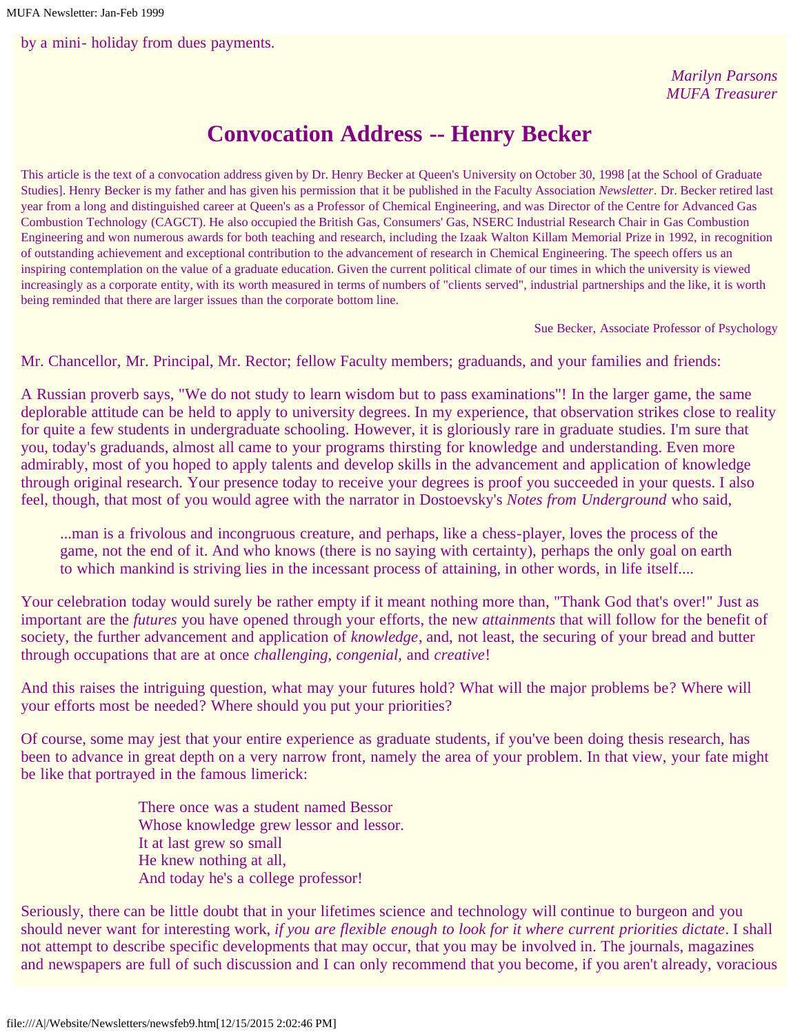by a mini- holiday from dues payments.

*Marilyn Parsons*
*MUFA Treasurer*

# Convocation Address -- Henry Becker

This article is the text of a convocation address given by Dr. Henry Becker at Queen's University on October 30, 1998 [at the School of Graduate Studies]. Henry Becker is my father and has given his permission that it be published in the Faculty Association *Newsletter*. Dr. Becker retired last year from a long and distinguished career at Queen's as a Professor of Chemical Engineering, and was Director of the Centre for Advanced Gas Combustion Technology (CAGCT). He also occupied the British Gas, Consumers' Gas, NSERC Industrial Research Chair in Gas Combustion Engineering and won numerous awards for both teaching and research, including the Izaak Walton Killam Memorial Prize in 1992, in recognition of outstanding achievement and exceptional contribution to the advancement of research in Chemical Engineering. The speech offers us an inspiring contemplation on the value of a graduate education. Given the current political climate of our times in which the university is viewed increasingly as a corporate entity, with its worth measured in terms of numbers of "clients served", industrial partnerships and the like, it is worth being reminded that there are larger issues than the corporate bottom line.

Sue Becker, Associate Professor of Psychology

Mr. Chancellor, Mr. Principal, Mr. Rector; fellow Faculty members; graduands, and your families and friends:

A Russian proverb says, "We do not study to learn wisdom but to pass examinations"! In the larger game, the same deplorable attitude can be held to apply to university degrees. In my experience, that observation strikes close to reality for quite a few students in undergraduate schooling. However, it is gloriously rare in graduate studies. I'm sure that you, today's graduands, almost all came to your programs thirsting for knowledge and understanding. Even more admirably, most of you hoped to apply talents and develop skills in the advancement and application of knowledge through original research. Your presence today to receive your degrees is proof you succeeded in your quests. I also feel, though, that most of you would agree with the narrator in Dostoevsky's *Notes from Underground* who said,

> ...man is a frivolous and incongruous creature, and perhaps, like a chess-player, loves the process of the game, not the end of it. And who knows (there is no saying with certainty), perhaps the only goal on earth to which mankind is striving lies in the incessant process of attaining, in other words, in life itself....

Your celebration today would surely be rather empty if it meant nothing more than, "Thank God that's over!" Just as important are the *futures* you have opened through your efforts, the new *attainments* that will follow for the benefit of society, the further advancement and application of *knowledge*, and, not least, the securing of your bread and butter through occupations that are at once *challenging*, *congenial*, and *creative*!

And this raises the intriguing question, what may your futures hold? What will the major problems be? Where will your efforts most be needed? Where should you put your priorities?

Of course, some may jest that your entire experience as graduate students, if you've been doing thesis research, has been to advance in great depth on a very narrow front, namely the area of your problem. In that view, your fate might be like that portrayed in the famous limerick:

> There once was a student named Bessor
> Whose knowledge grew lessor and lessor.
> It at last grew so small
> He knew nothing at all,
> And today he's a college professor!

Seriously, there can be little doubt that in your lifetimes science and technology will continue to burgeon and you should never want for interesting work, *if you are flexible enough to look for it where current priorities dictate*. I shall not attempt to describe specific developments that may occur, that you may be involved in. The journals, magazines and newspapers are full of such discussion and I can only recommend that you become, if you aren't already, voracious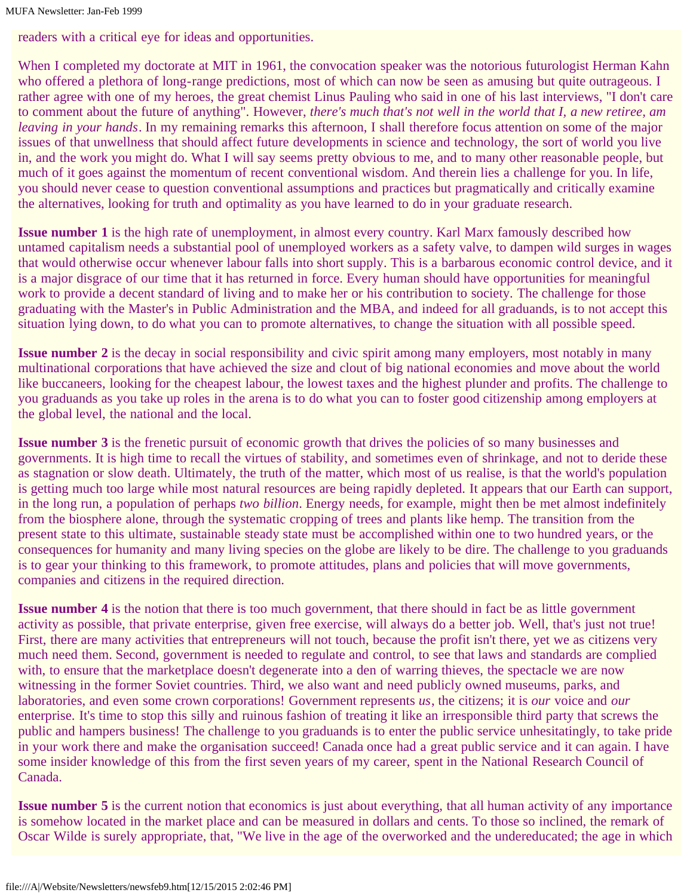readers with a critical eye for ideas and opportunities.

When I completed my doctorate at MIT in 1961, the convocation speaker was the notorious futurologist Herman Kahn who offered a plethora of long-range predictions, most of which can now be seen as amusing but quite outrageous. I rather agree with one of my heroes, the great chemist Linus Pauling who said in one of his last interviews, "I don't care to comment about the future of anything". However, *there's much that's not well in the world that I, a new retiree, am leaving in your hands*. In my remaining remarks this afternoon, I shall therefore focus attention on some of the major issues of that unwellness that should affect future developments in science and technology, the sort of world you live in, and the work you might do. What I will say seems pretty obvious to me, and to many other reasonable people, but much of it goes against the momentum of recent conventional wisdom. And therein lies a challenge for you. In life, you should never cease to question conventional assumptions and practices but pragmatically and critically examine the alternatives, looking for truth and optimality as you have learned to do in your graduate research.

**Issue number 1** is the high rate of unemployment, in almost every country. Karl Marx famously described how untamed capitalism needs a substantial pool of unemployed workers as a safety valve, to dampen wild surges in wages that would otherwise occur whenever labour falls into short supply. This is a barbarous economic control device, and it is a major disgrace of our time that it has returned in force. Every human should have opportunities for meaningful work to provide a decent standard of living and to make her or his contribution to society. The challenge for those graduating with the Master's in Public Administration and the MBA, and indeed for all graduands, is to not accept this situation lying down, to do what you can to promote alternatives, to change the situation with all possible speed.

**Issue number 2** is the decay in social responsibility and civic spirit among many employers, most notably in many multinational corporations that have achieved the size and clout of big national economies and move about the world like buccaneers, looking for the cheapest labour, the lowest taxes and the highest plunder and profits. The challenge to you graduands as you take up roles in the arena is to do what you can to foster good citizenship among employers at the global level, the national and the local.

**Issue number 3** is the frenetic pursuit of economic growth that drives the policies of so many businesses and governments. It is high time to recall the virtues of stability, and sometimes even of shrinkage, and not to deride these as stagnation or slow death. Ultimately, the truth of the matter, which most of us realise, is that the world's population is getting much too large while most natural resources are being rapidly depleted. It appears that our Earth can support, in the long run, a population of perhaps *two billion*. Energy needs, for example, might then be met almost indefinitely from the biosphere alone, through the systematic cropping of trees and plants like hemp. The transition from the present state to this ultimate, sustainable steady state must be accomplished within one to two hundred years, or the consequences for humanity and many living species on the globe are likely to be dire. The challenge to you graduands is to gear your thinking to this framework, to promote attitudes, plans and policies that will move governments, companies and citizens in the required direction.

**Issue number 4** is the notion that there is too much government, that there should in fact be as little government activity as possible, that private enterprise, given free exercise, will always do a better job. Well, that's just not true! First, there are many activities that entrepreneurs will not touch, because the profit isn't there, yet we as citizens very much need them. Second, government is needed to regulate and control, to see that laws and standards are complied with, to ensure that the marketplace doesn't degenerate into a den of warring thieves, the spectacle we are now witnessing in the former Soviet countries. Third, we also want and need publicly owned museums, parks, and laboratories, and even some crown corporations! Government represents *us*, the citizens; it is *our* voice and *our* enterprise. It's time to stop this silly and ruinous fashion of treating it like an irresponsible third party that screws the public and hampers business! The challenge to you graduands is to enter the public service unhesitatingly, to take pride in your work there and make the organisation succeed! Canada once had a great public service and it can again. I have some insider knowledge of this from the first seven years of my career, spent in the National Research Council of Canada.

**Issue number 5** is the current notion that economics is just about everything, that all human activity of any importance is somehow located in the market place and can be measured in dollars and cents. To those so inclined, the remark of Oscar Wilde is surely appropriate, that, "We live in the age of the overworked and the undereducated; the age in which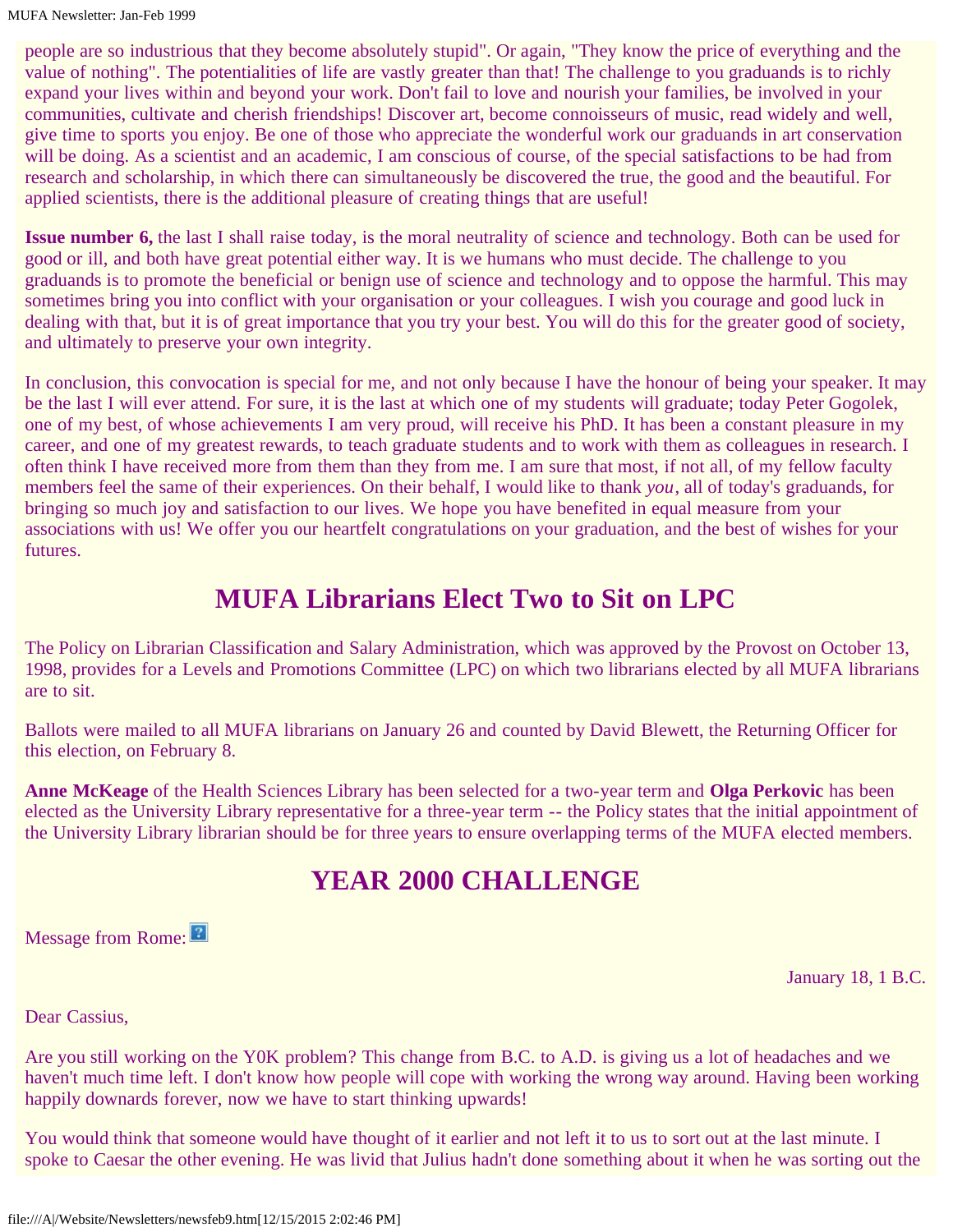people are so industrious that they become absolutely stupid". Or again, "They know the price of everything and the value of nothing". The potentialities of life are vastly greater than that! The challenge to you graduands is to richly expand your lives within and beyond your work. Don't fail to love and nourish your families, be involved in your communities, cultivate and cherish friendships! Discover art, become connoisseurs of music, read widely and well, give time to sports you enjoy. Be one of those who appreciate the wonderful work our graduands in art conservation will be doing. As a scientist and an academic, I am conscious of course, of the special satisfactions to be had from research and scholarship, in which there can simultaneously be discovered the true, the good and the beautiful. For applied scientists, there is the additional pleasure of creating things that are useful!

**Issue number 6,** the last I shall raise today, is the moral neutrality of science and technology. Both can be used for good or ill, and both have great potential either way. It is we humans who must decide. The challenge to you graduands is to promote the beneficial or benign use of science and technology and to oppose the harmful. This may sometimes bring you into conflict with your organisation or your colleagues. I wish you courage and good luck in dealing with that, but it is of great importance that you try your best. You will do this for the greater good of society, and ultimately to preserve your own integrity.

In conclusion, this convocation is special for me, and not only because I have the honour of being your speaker. It may be the last I will ever attend. For sure, it is the last at which one of my students will graduate; today Peter Gogolek, one of my best, of whose achievements I am very proud, will receive his PhD. It has been a constant pleasure in my career, and one of my greatest rewards, to teach graduate students and to work with them as colleagues in research. I often think I have received more from them than they from me. I am sure that most, if not all, of my fellow faculty members feel the same of their experiences. On their behalf, I would like to thank *you*, all of today's graduands, for bringing so much joy and satisfaction to our lives. We hope you have benefited in equal measure from your associations with us! We offer you our heartfelt congratulations on your graduation, and the best of wishes for your futures.

## MUFA Librarians Elect Two to Sit on LPC

The Policy on Librarian Classification and Salary Administration, which was approved by the Provost on October 13, 1998, provides for a Levels and Promotions Committee (LPC) on which two librarians elected by all MUFA librarians are to sit.

Ballots were mailed to all MUFA librarians on January 26 and counted by David Blewett, the Returning Officer for this election, on February 8.

**Anne McKeage** of the Health Sciences Library has been selected for a two-year term and **Olga Perkovic** has been elected as the University Library representative for a three-year term -- the Policy states that the initial appointment of the University Library librarian should be for three years to ensure overlapping terms of the MUFA elected members.

## YEAR 2000 CHALLENGE

Message from Rome:

January 18, 1 B.C.

Dear Cassius,

Are you still working on the Y0K problem? This change from B.C. to A.D. is giving us a lot of headaches and we haven't much time left. I don't know how people will cope with working the wrong way around. Having been working happily downwards forever, now we have to start thinking upwards!

You would think that someone would have thought of it earlier and not left it to us to sort out at the last minute. I spoke to Caesar the other evening. He was livid that Julius hadn't done something about it when he was sorting out the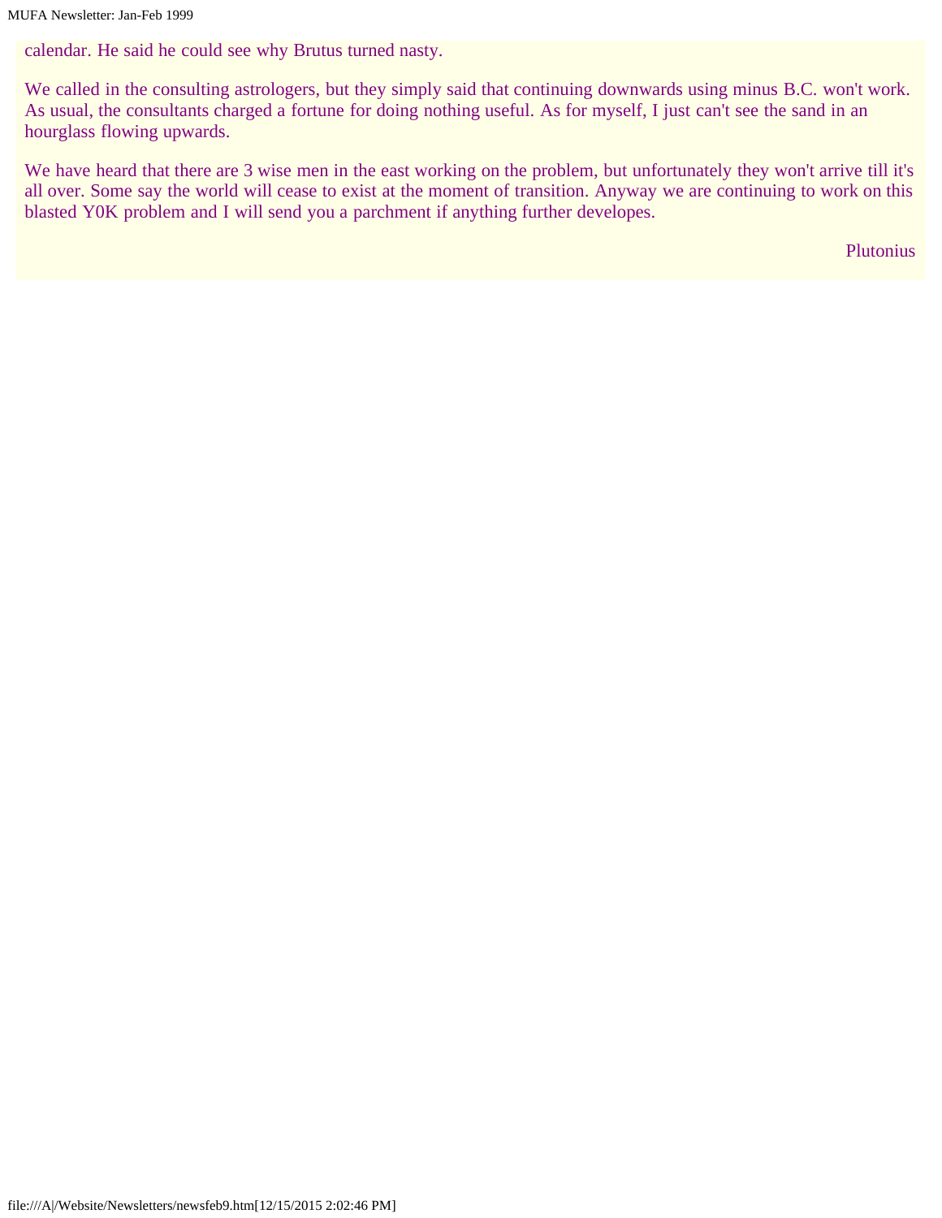calendar. He said he could see why Brutus turned nasty.

We called in the consulting astrologers, but they simply said that continuing downwards using minus B.C. won't work. As usual, the consultants charged a fortune for doing nothing useful. As for myself, I just can't see the sand in an hourglass flowing upwards.

We have heard that there are 3 wise men in the east working on the problem, but unfortunately they won't arrive till it's all over. Some say the world will cease to exist at the moment of transition. Anyway we are continuing to work on this blasted Y0K problem and I will send you a parchment if anything further developes.

Plutonius